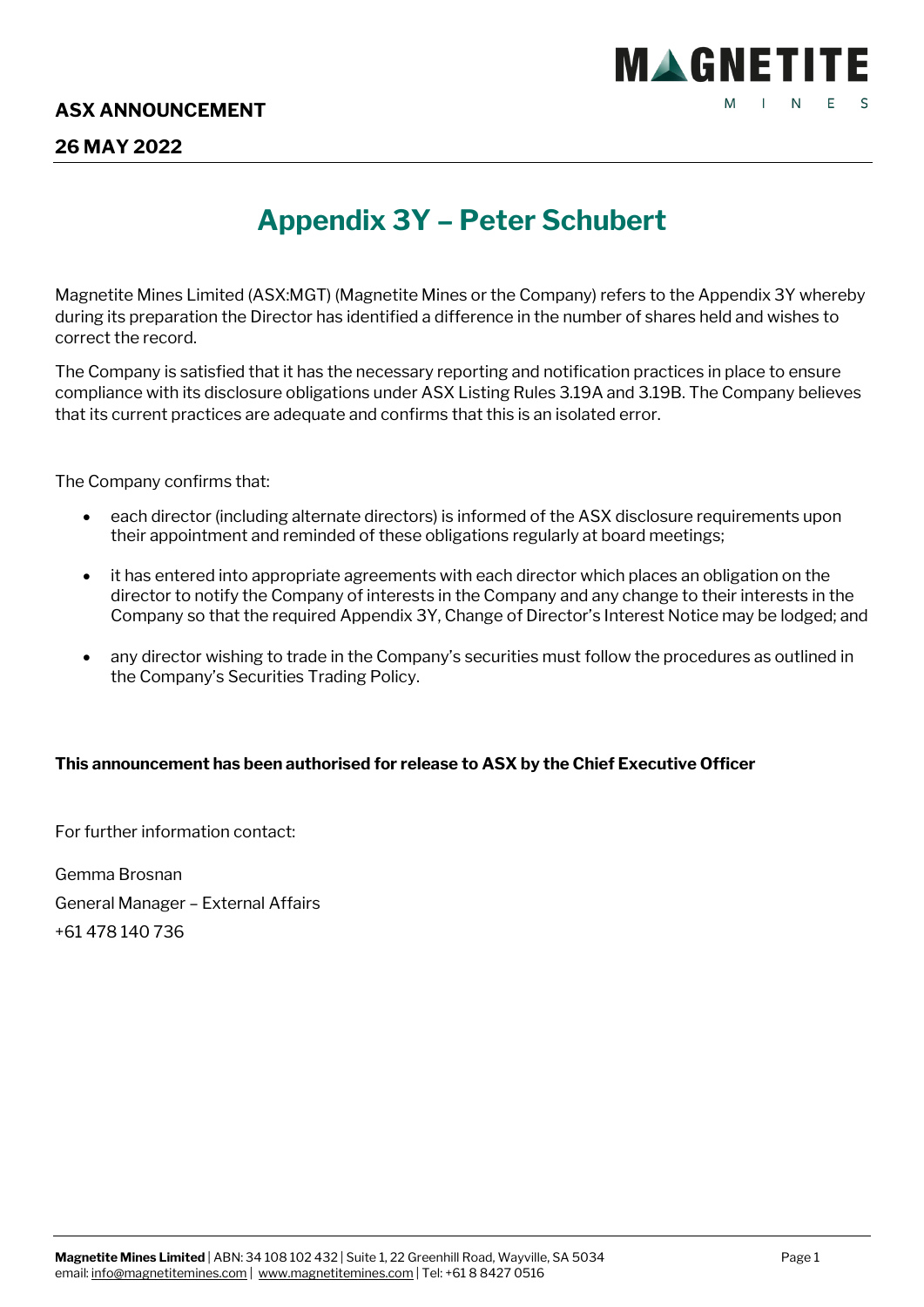**ASX ANNOUNCEMENT**

**26 MAY 2022**

# Appendix 3Y – Peter Schubert

Magnetite Mines Limited (ASX:MGT) (Magnetite Mines or the Company) refers to the Appendix 3Y whereby during its preparation the Director has identified a difference in the number of shares held and wishes to correct the record.

The Company is satisfied that it has the necessary reporting and notification practices in place to ensure compliance with its disclosure obligations under ASX Listing Rules 3.19A and 3.19B. The Company believes that its current practices are adequate and confirms that this is an isolated error.

The Company confirms that:

- each director (including alternate directors) is informed of the ASX disclosure requirements upon their appointment and reminded of these obligations regularly at board meetings;
- it has entered into appropriate agreements with each director which places an obligation on the director to notify the Company of interests in the Company and any change to their interests in the Company so that the required Appendix 3Y, Change of Director's Interest Notice may be lodged; and
- any director wishing to trade in the Company's securities must follow the procedures as outlined in the Company's Securities Trading Policy.

**This announcement has been authorised for release to ASX by the Chief Executive Officer**

For further information contact:

Gemma Brosnan

General Manager – External Affairs

+61 478 140 736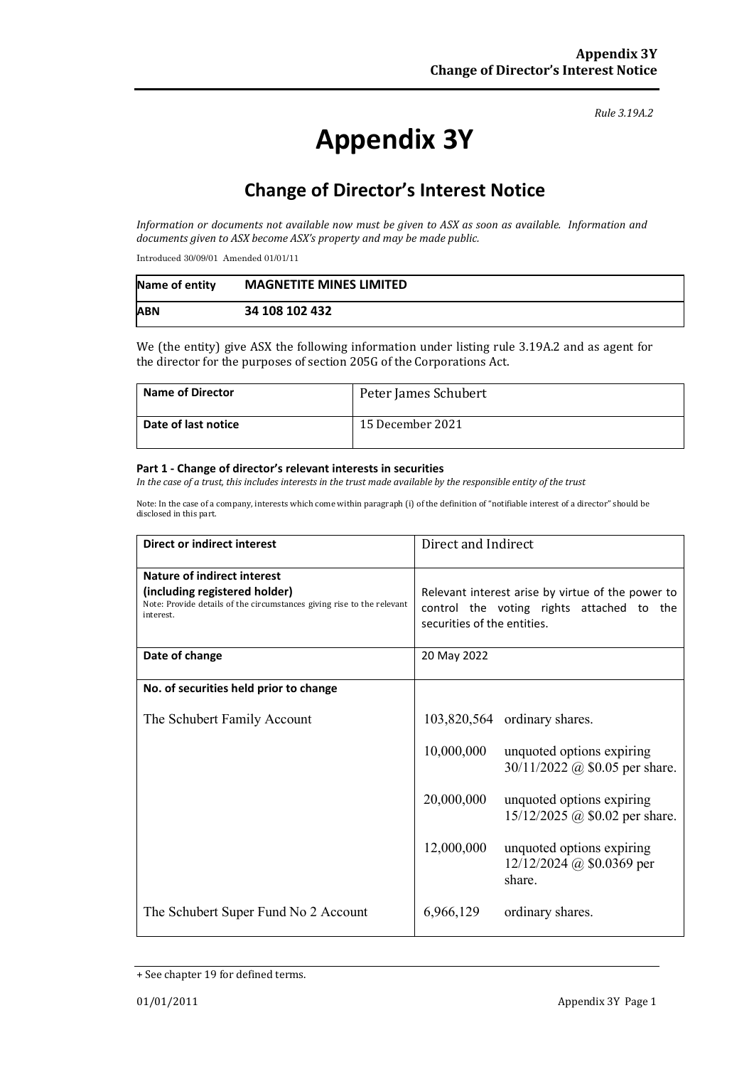*Rule 3.19A.2*

# Appendix 3Y

## Change of Director's Interest Notice

*Information or documents not available now must be given to ASX as soon as available. Information and documents given to ASX become ASX's property and may be made public.*

Introduced 30/09/01 Amended 01/01/11

| Name of entity | MAGNETITE MINES LIMITED |
|---|---|
| ABN | 34 108 102 432 |

We (the entity) give ASX the following information under listing rule 3.19A.2 and as agent for the director for the purposes of section 205G of the Corporations Act.

| Name of Director | Peter James Schubert |
|---|---|
| Date of last notice | 15 December 2021 |

#### Part 1 - Change of director's relevant interests in securities

*In the case of a trust, this includes interests in the trust made available by the responsible entity of the trust*

Note: In the case of a company, interests which come within paragraph (i) of the definition of "notifiable interest of a director" should be disclosed in this part.

| **Direct or indirect interest** | Direct and Indirect |
|---|---|
| **Nature of indirect interest (including registered holder)**<br>Note: Provide details of the circumstances giving rise to the relevant interest. | Relevant interest arise by virtue of the power to control the voting rights attached to the securities of the entities. |
| **Date of change** | 20 May 2022 |
| **No. of securities held prior to change**<br><br>The Schubert Family Account<br><br><br><br><br><br><br>The Schubert Super Fund No 2 Account | <br><br>103,820,564 ordinary shares.<br><br>10,000,000 unquoted options expiring 30/11/2022 @ $0.05 per share.<br><br>20,000,000 unquoted options expiring 15/12/2025 @ $0.02 per share.<br><br>12,000,000 unquoted options expiring 12/12/2024 @ $0.0369 per share.<br><br>6,966,129 ordinary shares. |

+ See chapter 19 for defined terms.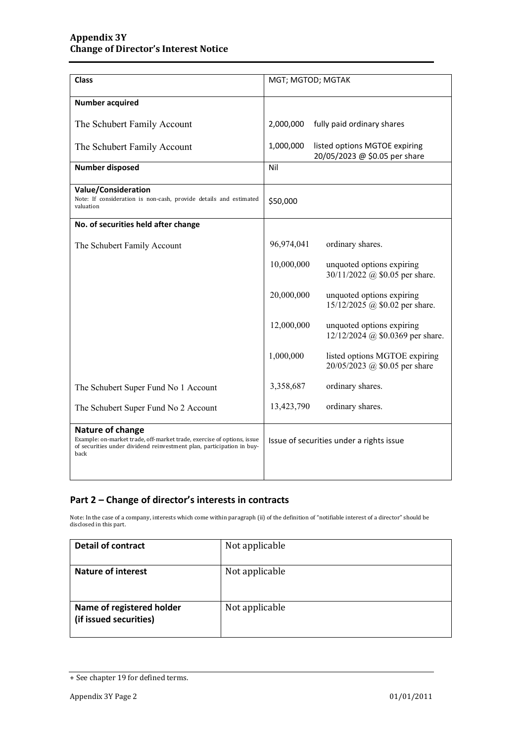| Class | MGT; MGTOD; MGTAK |
|---|---|
| **Number acquired** | |
| The Schubert Family Account | 2,000,000 fully paid ordinary shares |
| The Schubert Family Account | 1,000,000 listed options MGTOE expiring 20/05/2023 @ $0.05 per share |
| **Number disposed** | Nil |
| **Value/Consideration**<br>Note: If consideration is non-cash, provide details and estimated valuation | $50,000 |
| **No. of securities held after change** | |
| The Schubert Family Account | 96,974,041 ordinary shares. |
| | 10,000,000 unquoted options expiring 30/11/2022 @ $0.05 per share. |
| | 20,000,000 unquoted options expiring 15/12/2025 @ $0.02 per share. |
| | 12,000,000 unquoted options expiring 12/12/2024 @ $0.0369 per share. |
| | 1,000,000 listed options MGTOE expiring 20/05/2023 @ $0.05 per share |
| The Schubert Super Fund No 1 Account | 3,358,687 ordinary shares. |
| The Schubert Super Fund No 2 Account | 13,423,790 ordinary shares. |
| **Nature of change**<br>Example: on-market trade, off-market trade, exercise of options, issue of securities under dividend reinvestment plan, participation in buy-back | Issue of securities under a rights issue |

## Part 2 – Change of director's interests in contracts

Note: In the case of a company, interests which come within paragraph (ii) of the definition of "notifiable interest of a director" should be disclosed in this part.

| **Detail of contract** | Not applicable |
|---|---|
| **Nature of interest** | Not applicable |
| **Name of registered holder (if issued securities)** | Not applicable |

+ See chapter 19 for defined terms.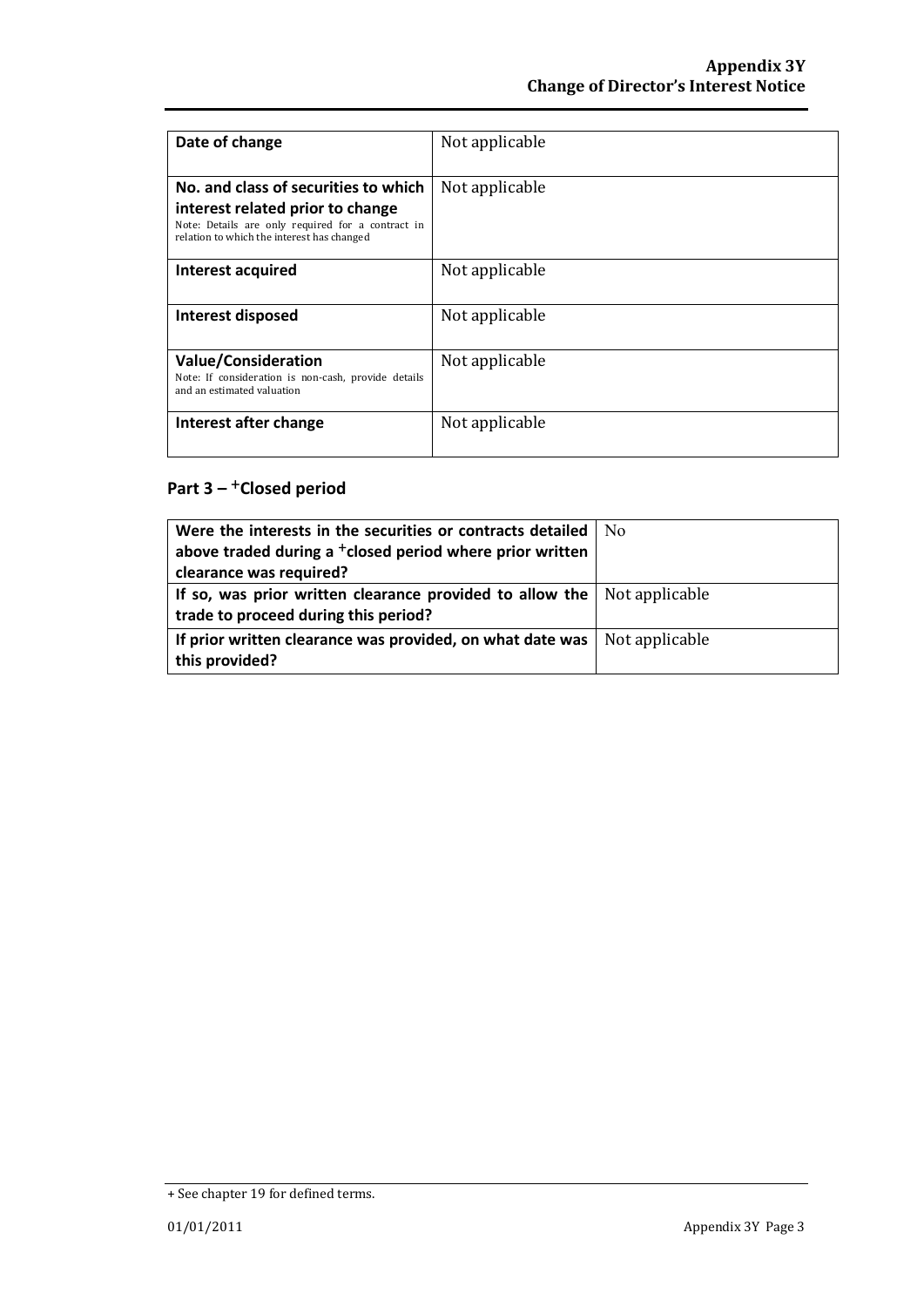| | |
|---|---|
| **Date of change** | Not applicable |
| **No. and class of securities to which interest related prior to change**<br>Note: Details are only required for a contract in relation to which the interest has changed | Not applicable |
| **Interest acquired** | Not applicable |
| **Interest disposed** | Not applicable |
| **Value/Consideration**<br>Note: If consideration is non-cash, provide details and an estimated valuation | Not applicable |
| **Interest after change** | Not applicable |

## Part 3 – +Closed period

| | |
|---|---|
| **Were the interests in the securities or contracts detailed above traded during a +closed period where prior written clearance was required?** | No |
| **If so, was prior written clearance provided to allow the trade to proceed during this period?** | Not applicable |
| **If prior written clearance was provided, on what date was this provided?** | Not applicable |

+ See chapter 19 for defined terms.